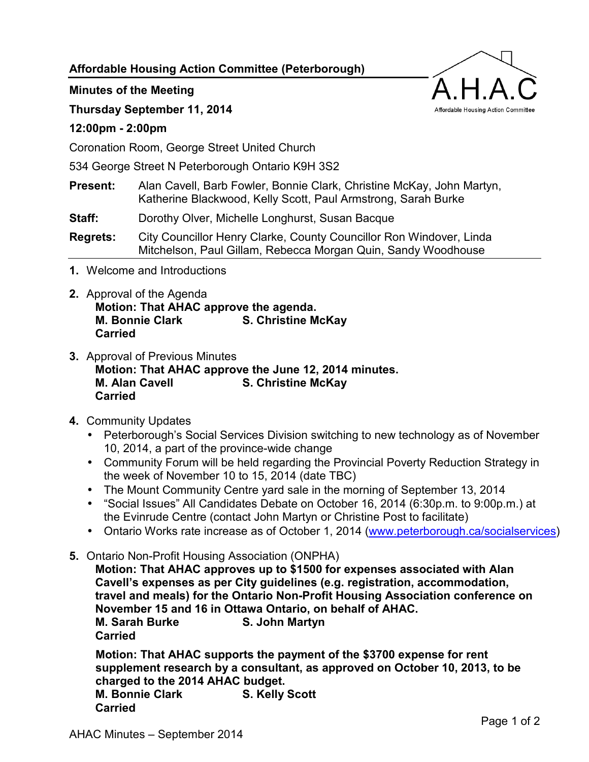**Affordable Housing Action Committee (Peterborough)**

**Minutes of the Meeting**

**Thursday September 11, 2014**

**12:00pm - 2:00pm**

Coronation Room, George Street United Church

534 George Street N Peterborough Ontario K9H 3S2

**Present:** Alan Cavell, Barb Fowler, Bonnie Clark, Christine McKay, John Martyn, Katherine Blackwood, Kelly Scott, Paul Armstrong, Sarah Burke

**Staff:** Dorothy Olver, Michelle Longhurst, Susan Bacque

**Regrets:** City Councillor Henry Clarke, County Councillor Ron Windover, Linda Mitchelson, Paul Gillam, Rebecca Morgan Quin, Sandy Woodhouse

1. Welcome and Introductions

2. Approval of the Agenda
   **Motion: That AHAC approve the agenda.**
   **M. Bonnie Clark S. Christine McKay**
   **Carried**

3. Approval of Previous Minutes
   **Motion: That AHAC approve the June 12, 2014 minutes.**
   **M. Alan Cavell S. Christine McKay**
   **Carried**

4. Community Updates
   - Peterborough's Social Services Division switching to new technology as of November 10, 2014, a part of the province-wide change
   - Community Forum will be held regarding the Provincial Poverty Reduction Strategy in the week of November 10 to 15, 2014 (date TBC)
   - The Mount Community Centre yard sale in the morning of September 13, 2014
   - "Social Issues" All Candidates Debate on October 16, 2014 (6:30p.m. to 9:00p.m.) at the Evinrude Centre (contact John Martyn or Christine Post to facilitate)
   - Ontario Works rate increase as of October 1, 2014 (www.peterborough.ca/socialservices)

5. Ontario Non-Profit Housing Association (ONPHA)
   **Motion: That AHAC approves up to $1500 for expenses associated with Alan Cavell's expenses as per City guidelines (e.g. registration, accommodation, travel and meals) for the Ontario Non-Profit Housing Association conference on November 15 and 16 in Ottawa Ontario, on behalf of AHAC.**
   **M. Sarah Burke S. John Martyn**
   **Carried**

   **Motion: That AHAC supports the payment of the $3700 expense for rent supplement research by a consultant, as approved on October 10, 2013, to be charged to the 2014 AHAC budget.**
   **M. Bonnie Clark S. Kelly Scott**
   **Carried**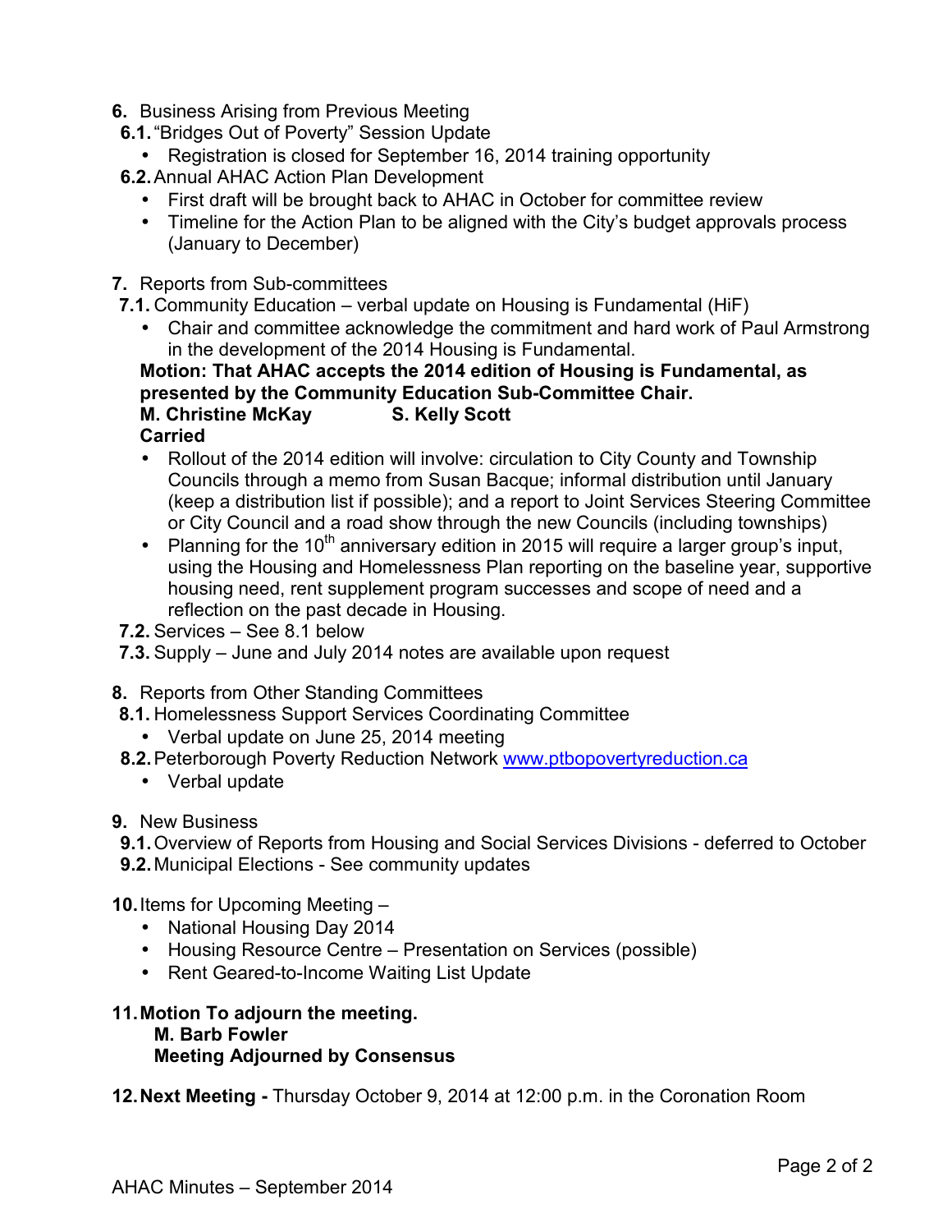**6.** Business Arising from Previous Meeting

**6.1.** "Bridges Out of Poverty" Session Update

- Registration is closed for September 16, 2014 training opportunity

**6.2.** Annual AHAC Action Plan Development

- First draft will be brought back to AHAC in October for committee review
- Timeline for the Action Plan to be aligned with the City's budget approvals process (January to December)

**7.** Reports from Sub-committees

**7.1.** Community Education – verbal update on Housing is Fundamental (HiF)

- Chair and committee acknowledge the commitment and hard work of Paul Armstrong in the development of the 2014 Housing is Fundamental.

**Motion: That AHAC accepts the 2014 edition of Housing is Fundamental, as presented by the Community Education Sub-Committee Chair.**
**M. Christine McKay S. Kelly Scott**
**Carried**

- Rollout of the 2014 edition will involve: circulation to City County and Township Councils through a memo from Susan Bacque; informal distribution until January (keep a distribution list if possible); and a report to Joint Services Steering Committee or City Council and a road show through the new Councils (including townships)
- Planning for the 10th anniversary edition in 2015 will require a larger group's input, using the Housing and Homelessness Plan reporting on the baseline year, supportive housing need, rent supplement program successes and scope of need and a reflection on the past decade in Housing.

**7.2.** Services – See 8.1 below

**7.3.** Supply – June and July 2014 notes are available upon request

**8.** Reports from Other Standing Committees

**8.1.** Homelessness Support Services Coordinating Committee

- Verbal update on June 25, 2014 meeting

**8.2.** Peterborough Poverty Reduction Network www.ptbopovertyreduction.ca

- Verbal update

**9.** New Business

**9.1.** Overview of Reports from Housing and Social Services Divisions - deferred to October

**9.2.** Municipal Elections - See community updates

**10.** Items for Upcoming Meeting –

- National Housing Day 2014
- Housing Resource Centre – Presentation on Services (possible)
- Rent Geared-to-Income Waiting List Update

**11. Motion To adjourn the meeting.**
**M. Barb Fowler**
**Meeting Adjourned by Consensus**

**12. Next Meeting -** Thursday October 9, 2014 at 12:00 p.m. in the Coronation Room

AHAC Minutes – September 2014